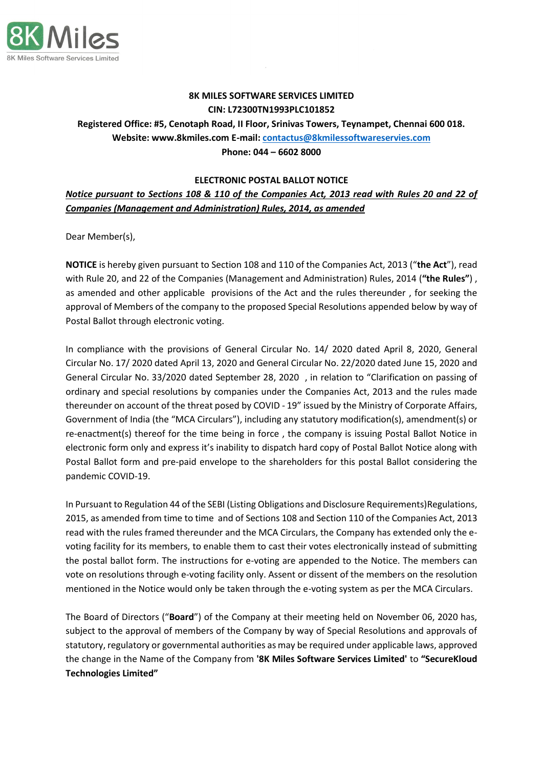**8K MILES SOFTWARE SERVICES LIMITED**
**CIN: L72300TN1993PLC101852**
**Registered Office: #5, Cenotaph Road, II Floor, Srinivas Towers, Teynampet, Chennai 600 018.**
**Website: www.8kmiles.com E-mail: contactus@8kmilessoftwareservies.com**
**Phone: 044 – 6602 8000**

**ELECTRONIC POSTAL BALLOT NOTICE**

***Notice pursuant to Sections 108 & 110 of the Companies Act, 2013 read with Rules 20 and 22 of Companies (Management and Administration) Rules, 2014, as amended***

Dear Member(s),

**NOTICE** is hereby given pursuant to Section 108 and 110 of the Companies Act, 2013 ("**the Act**"), read with Rule 20, and 22 of the Companies (Management and Administration) Rules, 2014 (**"the Rules"**) , as amended and other applicable provisions of the Act and the rules thereunder , for seeking the approval of Members of the company to the proposed Special Resolutions appended below by way of Postal Ballot through electronic voting.

In compliance with the provisions of General Circular No. 14/ 2020 dated April 8, 2020, General Circular No. 17/ 2020 dated April 13, 2020 and General Circular No. 22/2020 dated June 15, 2020 and General Circular No. 33/2020 dated September 28, 2020 , in relation to "Clarification on passing of ordinary and special resolutions by companies under the Companies Act, 2013 and the rules made thereunder on account of the threat posed by COVID - 19" issued by the Ministry of Corporate Affairs, Government of India (the "MCA Circulars"), including any statutory modification(s), amendment(s) or re-enactment(s) thereof for the time being in force , the company is issuing Postal Ballot Notice in electronic form only and express it's inability to dispatch hard copy of Postal Ballot Notice along with Postal Ballot form and pre-paid envelope to the shareholders for this postal Ballot considering the pandemic COVID-19.

In Pursuant to Regulation 44 of the SEBI (Listing Obligations and Disclosure Requirements)Regulations, 2015, as amended from time to time and of Sections 108 and Section 110 of the Companies Act, 2013 read with the rules framed thereunder and the MCA Circulars, the Company has extended only the e-voting facility for its members, to enable them to cast their votes electronically instead of submitting the postal ballot form. The instructions for e-voting are appended to the Notice. The members can vote on resolutions through e-voting facility only. Assent or dissent of the members on the resolution mentioned in the Notice would only be taken through the e-voting system as per the MCA Circulars.

The Board of Directors ("**Board**") of the Company at their meeting held on November 06, 2020 has, subject to the approval of members of the Company by way of Special Resolutions and approvals of statutory, regulatory or governmental authorities as may be required under applicable laws, approved the change in the Name of the Company from **'8K Miles Software Services Limited'** to **"SecureKloud Technologies Limited"**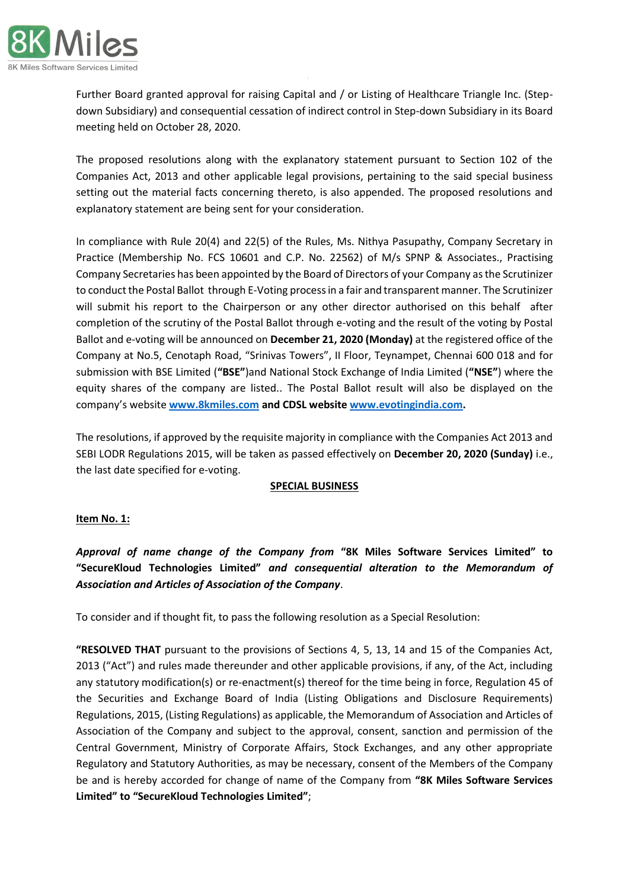Further Board granted approval for raising Capital and / or Listing of Healthcare Triangle Inc. (Step-down Subsidiary) and consequential cessation of indirect control in Step-down Subsidiary in its Board meeting held on October 28, 2020.

The proposed resolutions along with the explanatory statement pursuant to Section 102 of the Companies Act, 2013 and other applicable legal provisions, pertaining to the said special business setting out the material facts concerning thereto, is also appended. The proposed resolutions and explanatory statement are being sent for your consideration.

In compliance with Rule 20(4) and 22(5) of the Rules, Ms. Nithya Pasupathy, Company Secretary in Practice (Membership No. FCS 10601 and C.P. No. 22562) of M/s SPNP & Associates., Practising Company Secretaries has been appointed by the Board of Directors of your Company as the Scrutinizer to conduct the Postal Ballot through E-Voting process in a fair and transparent manner. The Scrutinizer will submit his report to the Chairperson or any other director authorised on this behalf after completion of the scrutiny of the Postal Ballot through e-voting and the result of the voting by Postal Ballot and e-voting will be announced on **December 21, 2020 (Monday)** at the registered office of the Company at No.5, Cenotaph Road, "Srinivas Towers", II Floor, Teynampet, Chennai 600 018 and for submission with BSE Limited (**"BSE"**)and National Stock Exchange of India Limited (**"NSE"**) where the equity shares of the company are listed.. The Postal Ballot result will also be displayed on the company's website **www.8kmiles.com** **and CDSL website** **www.evotingindia.com.**

The resolutions, if approved by the requisite majority in compliance with the Companies Act 2013 and SEBI LODR Regulations 2015, will be taken as passed effectively on **December 20, 2020 (Sunday)** i.e., the last date specified for e-voting.

## SPECIAL BUSINESS

**Item No. 1:**

***Approval of name change of the Company from* "8K Miles Software Services Limited" *to* "SecureKloud Technologies Limited" *and consequential alteration to the Memorandum of Association and Articles of Association of the Company*.**

To consider and if thought fit, to pass the following resolution as a Special Resolution:

**"RESOLVED THAT** pursuant to the provisions of Sections 4, 5, 13, 14 and 15 of the Companies Act, 2013 ("Act") and rules made thereunder and other applicable provisions, if any, of the Act, including any statutory modification(s) or re-enactment(s) thereof for the time being in force, Regulation 45 of the Securities and Exchange Board of India (Listing Obligations and Disclosure Requirements) Regulations, 2015, (Listing Regulations) as applicable, the Memorandum of Association and Articles of Association of the Company and subject to the approval, consent, sanction and permission of the Central Government, Ministry of Corporate Affairs, Stock Exchanges, and any other appropriate Regulatory and Statutory Authorities, as may be necessary, consent of the Members of the Company be and is hereby accorded for change of name of the Company from **"8K Miles Software Services Limited" to "SecureKloud Technologies Limited"**;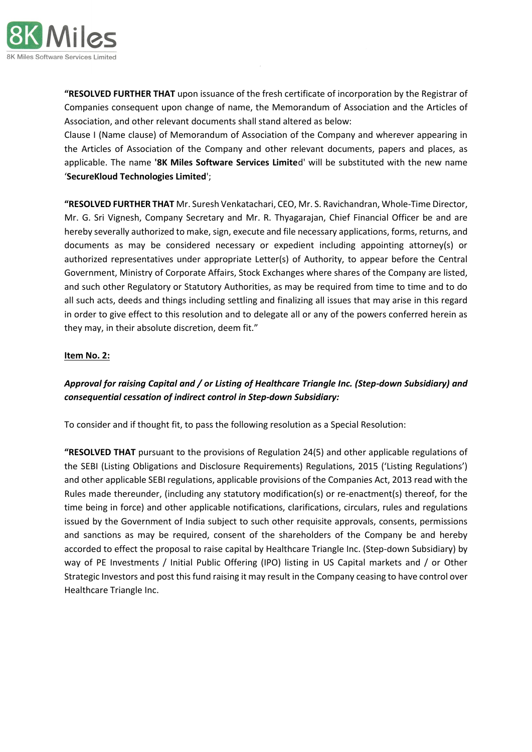**"RESOLVED FURTHER THAT** upon issuance of the fresh certificate of incorporation by the Registrar of Companies consequent upon change of name, the Memorandum of Association and the Articles of Association, and other relevant documents shall stand altered as below:

Clause I (Name clause) of Memorandum of Association of the Company and wherever appearing in the Articles of Association of the Company and other relevant documents, papers and places, as applicable. The name **'8K Miles Software Services Limite**d' will be substituted with the new name '**SecureKloud Technologies Limited**';

**"RESOLVED FURTHER THAT** Mr. Suresh Venkatachari, CEO, Mr. S. Ravichandran, Whole-Time Director, Mr. G. Sri Vignesh, Company Secretary and Mr. R. Thyagarajan, Chief Financial Officer be and are hereby severally authorized to make, sign, execute and file necessary applications, forms, returns, and documents as may be considered necessary or expedient including appointing attorney(s) or authorized representatives under appropriate Letter(s) of Authority, to appear before the Central Government, Ministry of Corporate Affairs, Stock Exchanges where shares of the Company are listed, and such other Regulatory or Statutory Authorities, as may be required from time to time and to do all such acts, deeds and things including settling and finalizing all issues that may arise in this regard in order to give effect to this resolution and to delegate all or any of the powers conferred herein as they may, in their absolute discretion, deem fit."

**Item No. 2:**

***Approval for raising Capital and / or Listing of Healthcare Triangle Inc. (Step-down Subsidiary) and consequential cessation of indirect control in Step-down Subsidiary:***

To consider and if thought fit, to pass the following resolution as a Special Resolution:

**"RESOLVED THAT** pursuant to the provisions of Regulation 24(5) and other applicable regulations of the SEBI (Listing Obligations and Disclosure Requirements) Regulations, 2015 ('Listing Regulations') and other applicable SEBI regulations, applicable provisions of the Companies Act, 2013 read with the Rules made thereunder, (including any statutory modification(s) or re-enactment(s) thereof, for the time being in force) and other applicable notifications, clarifications, circulars, rules and regulations issued by the Government of India subject to such other requisite approvals, consents, permissions and sanctions as may be required, consent of the shareholders of the Company be and hereby accorded to effect the proposal to raise capital by Healthcare Triangle Inc. (Step-down Subsidiary) by way of PE Investments / Initial Public Offering (IPO) listing in US Capital markets and / or Other Strategic Investors and post this fund raising it may result in the Company ceasing to have control over Healthcare Triangle Inc.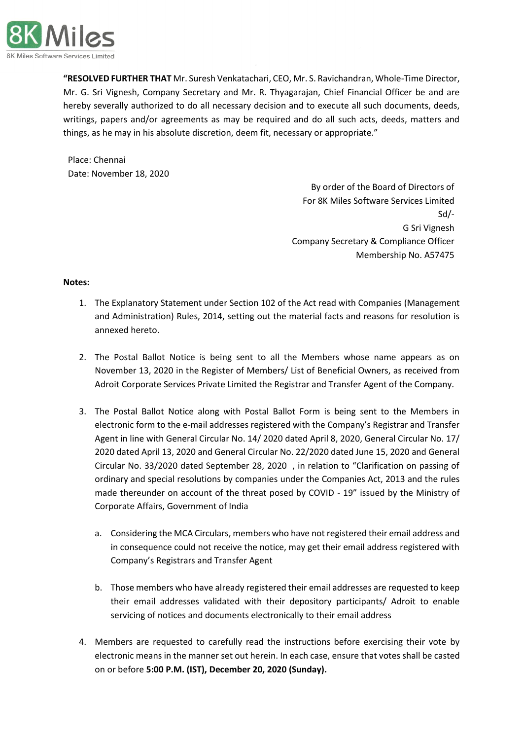**"RESOLVED FURTHER THAT** Mr. Suresh Venkatachari, CEO, Mr. S. Ravichandran, Whole-Time Director, Mr. G. Sri Vignesh, Company Secretary and Mr. R. Thyagarajan, Chief Financial Officer be and are hereby severally authorized to do all necessary decision and to execute all such documents, deeds, writings, papers and/or agreements as may be required and do all such acts, deeds, matters and things, as he may in his absolute discretion, deem fit, necessary or appropriate."

Place: Chennai
Date: November 18, 2020

By order of the Board of Directors of
For 8K Miles Software Services Limited
Sd/-
G Sri Vignesh
Company Secretary & Compliance Officer
Membership No. A57475

**Notes:**

1. The Explanatory Statement under Section 102 of the Act read with Companies (Management and Administration) Rules, 2014, setting out the material facts and reasons for resolution is annexed hereto.

2. The Postal Ballot Notice is being sent to all the Members whose name appears as on November 13, 2020 in the Register of Members/ List of Beneficial Owners, as received from Adroit Corporate Services Private Limited the Registrar and Transfer Agent of the Company.

3. The Postal Ballot Notice along with Postal Ballot Form is being sent to the Members in electronic form to the e-mail addresses registered with the Company's Registrar and Transfer Agent in line with General Circular No. 14/ 2020 dated April 8, 2020, General Circular No. 17/ 2020 dated April 13, 2020 and General Circular No. 22/2020 dated June 15, 2020 and General Circular No. 33/2020 dated September 28, 2020 , in relation to "Clarification on passing of ordinary and special resolutions by companies under the Companies Act, 2013 and the rules made thereunder on account of the threat posed by COVID - 19" issued by the Ministry of Corporate Affairs, Government of India

   a. Considering the MCA Circulars, members who have not registered their email address and in consequence could not receive the notice, may get their email address registered with Company's Registrars and Transfer Agent

   b. Those members who have already registered their email addresses are requested to keep their email addresses validated with their depository participants/ Adroit to enable servicing of notices and documents electronically to their email address

4. Members are requested to carefully read the instructions before exercising their vote by electronic means in the manner set out herein. In each case, ensure that votes shall be casted on or before **5:00 P.M. (IST), December 20, 2020 (Sunday).**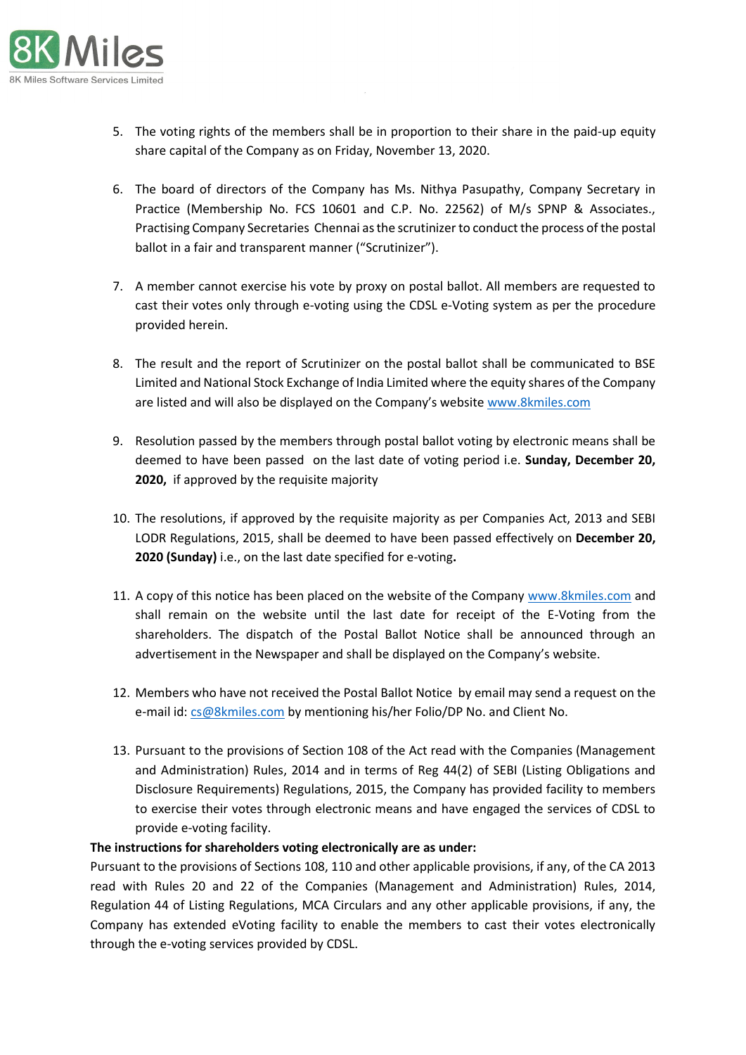5. The voting rights of the members shall be in proportion to their share in the paid-up equity share capital of the Company as on Friday, November 13, 2020.

6. The board of directors of the Company has Ms. Nithya Pasupathy, Company Secretary in Practice (Membership No. FCS 10601 and C.P. No. 22562) of M/s SPNP & Associates., Practising Company Secretaries Chennai as the scrutinizer to conduct the process of the postal ballot in a fair and transparent manner ("Scrutinizer").

7. A member cannot exercise his vote by proxy on postal ballot. All members are requested to cast their votes only through e-voting using the CDSL e-Voting system as per the procedure provided herein.

8. The result and the report of Scrutinizer on the postal ballot shall be communicated to BSE Limited and National Stock Exchange of India Limited where the equity shares of the Company are listed and will also be displayed on the Company's website www.8kmiles.com

9. Resolution passed by the members through postal ballot voting by electronic means shall be deemed to have been passed on the last date of voting period i.e. **Sunday, December 20, 2020,** if approved by the requisite majority

10. The resolutions, if approved by the requisite majority as per Companies Act, 2013 and SEBI LODR Regulations, 2015, shall be deemed to have been passed effectively on **December 20, 2020 (Sunday)** i.e., on the last date specified for e-voting**.**

11. A copy of this notice has been placed on the website of the Company www.8kmiles.com and shall remain on the website until the last date for receipt of the E-Voting from the shareholders. The dispatch of the Postal Ballot Notice shall be announced through an advertisement in the Newspaper and shall be displayed on the Company's website.

12. Members who have not received the Postal Ballot Notice by email may send a request on the e-mail id: cs@8kmiles.com by mentioning his/her Folio/DP No. and Client No.

13. Pursuant to the provisions of Section 108 of the Act read with the Companies (Management and Administration) Rules, 2014 and in terms of Reg 44(2) of SEBI (Listing Obligations and Disclosure Requirements) Regulations, 2015, the Company has provided facility to members to exercise their votes through electronic means and have engaged the services of CDSL to provide e-voting facility.

**The instructions for shareholders voting electronically are as under:**

Pursuant to the provisions of Sections 108, 110 and other applicable provisions, if any, of the CA 2013 read with Rules 20 and 22 of the Companies (Management and Administration) Rules, 2014, Regulation 44 of Listing Regulations, MCA Circulars and any other applicable provisions, if any, the Company has extended eVoting facility to enable the members to cast their votes electronically through the e-voting services provided by CDSL.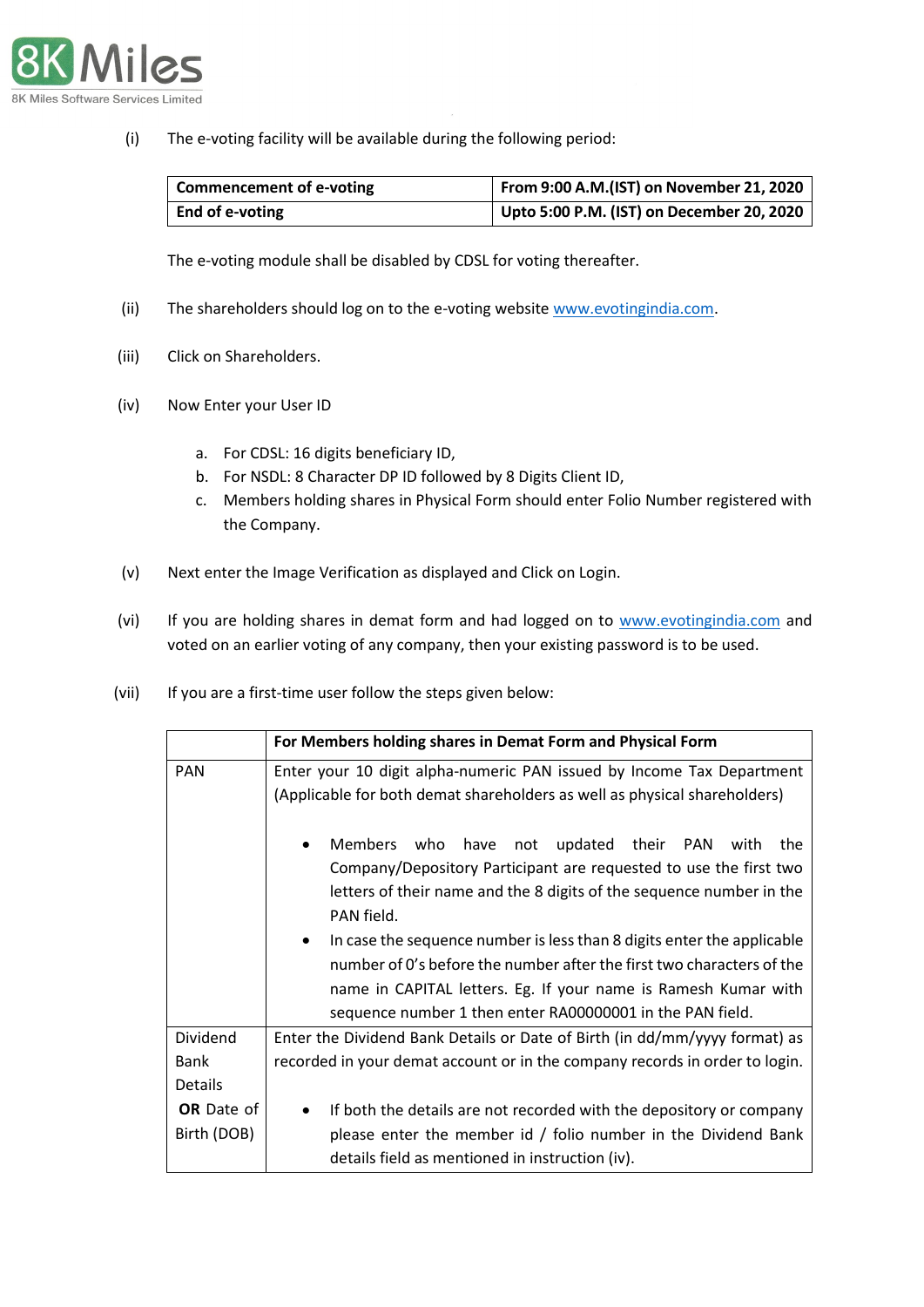(i) The e-voting facility will be available during the following period:

| **Commencement of e-voting** | **From 9:00 A.M.(IST) on November 21, 2020** |
|---|---|
| **End of e-voting** | **Upto 5:00 P.M. (IST) on December 20, 2020** |

The e-voting module shall be disabled by CDSL for voting thereafter.

(ii) The shareholders should log on to the e-voting website www.evotingindia.com.

(iii) Click on Shareholders.

(iv) Now Enter your User ID

a. For CDSL: 16 digits beneficiary ID,
b. For NSDL: 8 Character DP ID followed by 8 Digits Client ID,
c. Members holding shares in Physical Form should enter Folio Number registered with the Company.

(v) Next enter the Image Verification as displayed and Click on Login.

(vi) If you are holding shares in demat form and had logged on to www.evotingindia.com and voted on an earlier voting of any company, then your existing password is to be used.

(vii) If you are a first-time user follow the steps given below:

| | **For Members holding shares in Demat Form and Physical Form** |
|---|---|
| PAN | Enter your 10 digit alpha-numeric PAN issued by Income Tax Department (Applicable for both demat shareholders as well as physical shareholders)<br><br>• Members who have not updated their PAN with the Company/Depository Participant are requested to use the first two letters of their name and the 8 digits of the sequence number in the PAN field.<br>• In case the sequence number is less than 8 digits enter the applicable number of 0's before the number after the first two characters of the name in CAPITAL letters. Eg. If your name is Ramesh Kumar with sequence number 1 then enter RA00000001 in the PAN field. |
| Dividend Bank Details **OR** Date of Birth (DOB) | Enter the Dividend Bank Details or Date of Birth (in dd/mm/yyyy format) as recorded in your demat account or in the company records in order to login.<br><br>• If both the details are not recorded with the depository or company please enter the member id / folio number in the Dividend Bank details field as mentioned in instruction (iv). |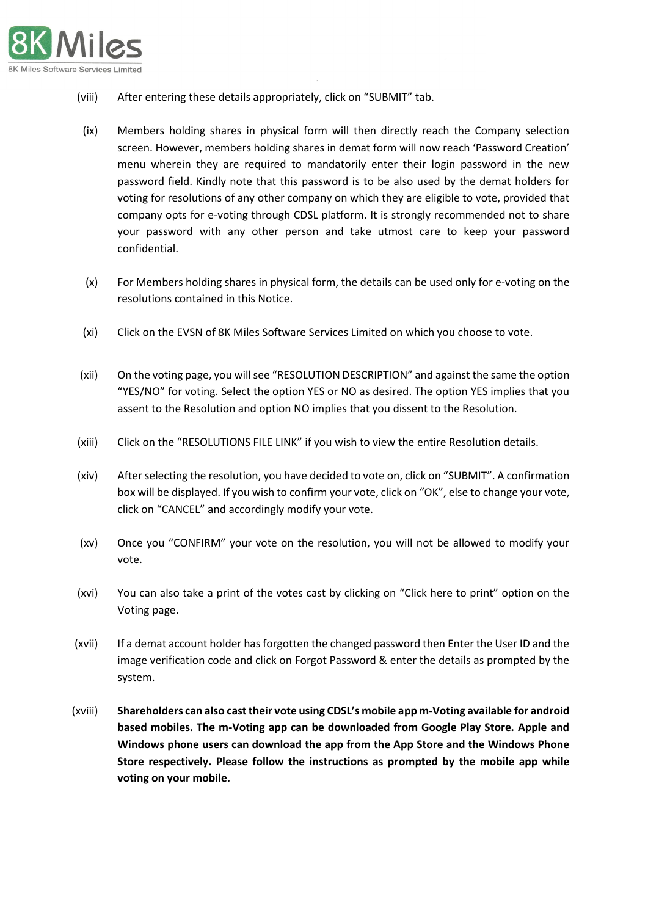(viii) After entering these details appropriately, click on “SUBMIT” tab.

(ix) Members holding shares in physical form will then directly reach the Company selection screen. However, members holding shares in demat form will now reach ‘Password Creation’ menu wherein they are required to mandatorily enter their login password in the new password field. Kindly note that this password is to be also used by the demat holders for voting for resolutions of any other company on which they are eligible to vote, provided that company opts for e-voting through CDSL platform. It is strongly recommended not to share your password with any other person and take utmost care to keep your password confidential.

(x) For Members holding shares in physical form, the details can be used only for e-voting on the resolutions contained in this Notice.

(xi) Click on the EVSN of 8K Miles Software Services Limited on which you choose to vote.

(xii) On the voting page, you will see “RESOLUTION DESCRIPTION” and against the same the option “YES/NO” for voting. Select the option YES or NO as desired. The option YES implies that you assent to the Resolution and option NO implies that you dissent to the Resolution.

(xiii) Click on the “RESOLUTIONS FILE LINK” if you wish to view the entire Resolution details.

(xiv) After selecting the resolution, you have decided to vote on, click on “SUBMIT”. A confirmation box will be displayed. If you wish to confirm your vote, click on “OK”, else to change your vote, click on “CANCEL” and accordingly modify your vote.

(xv) Once you “CONFIRM” your vote on the resolution, you will not be allowed to modify your vote.

(xvi) You can also take a print of the votes cast by clicking on “Click here to print” option on the Voting page.

(xvii) If a demat account holder has forgotten the changed password then Enter the User ID and the image verification code and click on Forgot Password & enter the details as prompted by the system.

(xviii) **Shareholders can also cast their vote using CDSL’s mobile app m-Voting available for android based mobiles. The m-Voting app can be downloaded from Google Play Store. Apple and Windows phone users can download the app from the App Store and the Windows Phone Store respectively. Please follow the instructions as prompted by the mobile app while voting on your mobile.**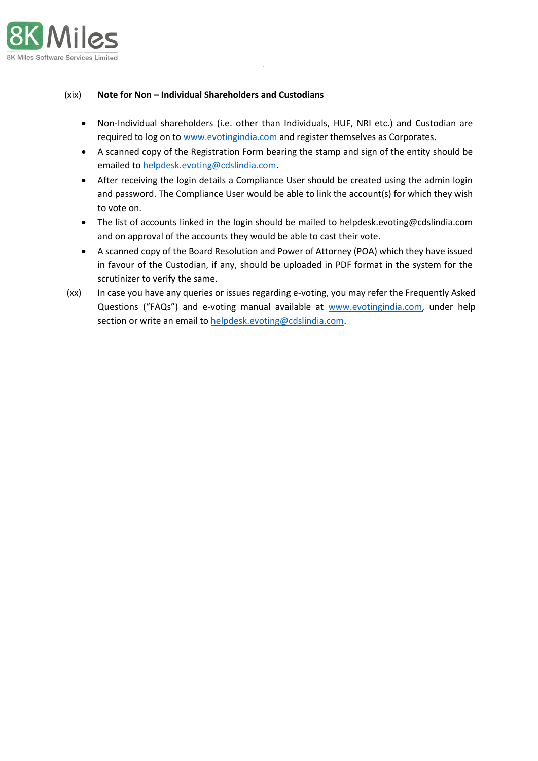(xix) **Note for Non – Individual Shareholders and Custodians**

- Non-Individual shareholders (i.e. other than Individuals, HUF, NRI etc.) and Custodian are required to log on to www.evotingindia.com and register themselves as Corporates.
- A scanned copy of the Registration Form bearing the stamp and sign of the entity should be emailed to helpdesk.evoting@cdslindia.com.
- After receiving the login details a Compliance User should be created using the admin login and password. The Compliance User would be able to link the account(s) for which they wish to vote on.
- The list of accounts linked in the login should be mailed to helpdesk.evoting@cdslindia.com and on approval of the accounts they would be able to cast their vote.
- A scanned copy of the Board Resolution and Power of Attorney (POA) which they have issued in favour of the Custodian, if any, should be uploaded in PDF format in the system for the scrutinizer to verify the same.

(xx) In case you have any queries or issues regarding e-voting, you may refer the Frequently Asked Questions ("FAQs") and e-voting manual available at www.evotingindia.com, under help section or write an email to helpdesk.evoting@cdslindia.com.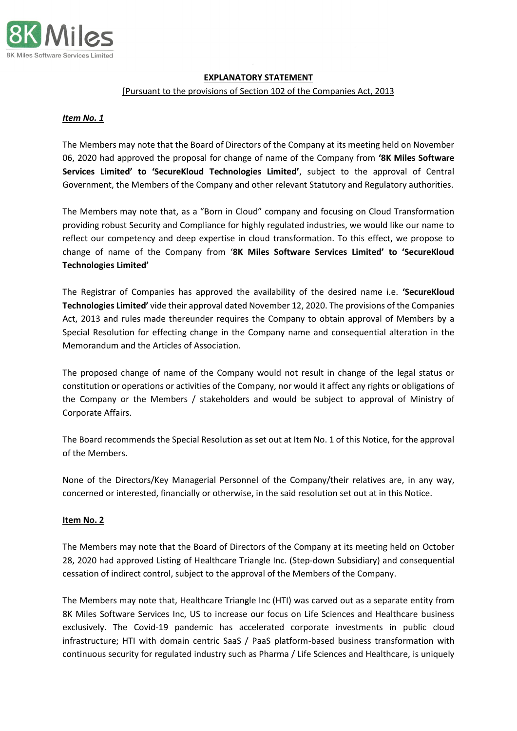## EXPLANATORY STATEMENT

[Pursuant to the provisions of Section 102 of the Companies Act, 2013

***Item No. 1***

The Members may note that the Board of Directors of the Company at its meeting held on November 06, 2020 had approved the proposal for change of name of the Company from **'8K Miles Software Services Limited' to 'SecureKloud Technologies Limited'**, subject to the approval of Central Government, the Members of the Company and other relevant Statutory and Regulatory authorities.

The Members may note that, as a "Born in Cloud" company and focusing on Cloud Transformation providing robust Security and Compliance for highly regulated industries, we would like our name to reflect our competency and deep expertise in cloud transformation. To this effect, we propose to change of name of the Company from '**8K Miles Software Services Limited' to 'SecureKloud Technologies Limited'**

The Registrar of Companies has approved the availability of the desired name i.e. **'SecureKloud Technologies Limited'** vide their approval dated November 12, 2020. The provisions of the Companies Act, 2013 and rules made thereunder requires the Company to obtain approval of Members by a Special Resolution for effecting change in the Company name and consequential alteration in the Memorandum and the Articles of Association.

The proposed change of name of the Company would not result in change of the legal status or constitution or operations or activities of the Company, nor would it affect any rights or obligations of the Company or the Members / stakeholders and would be subject to approval of Ministry of Corporate Affairs.

The Board recommends the Special Resolution as set out at Item No. 1 of this Notice, for the approval of the Members.

None of the Directors/Key Managerial Personnel of the Company/their relatives are, in any way, concerned or interested, financially or otherwise, in the said resolution set out at in this Notice.

**Item No. 2**

The Members may note that the Board of Directors of the Company at its meeting held on October 28, 2020 had approved Listing of Healthcare Triangle Inc. (Step-down Subsidiary) and consequential cessation of indirect control, subject to the approval of the Members of the Company.

The Members may note that, Healthcare Triangle Inc (HTI) was carved out as a separate entity from 8K Miles Software Services Inc, US to increase our focus on Life Sciences and Healthcare business exclusively. The Covid-19 pandemic has accelerated corporate investments in public cloud infrastructure; HTI with domain centric SaaS / PaaS platform-based business transformation with continuous security for regulated industry such as Pharma / Life Sciences and Healthcare, is uniquely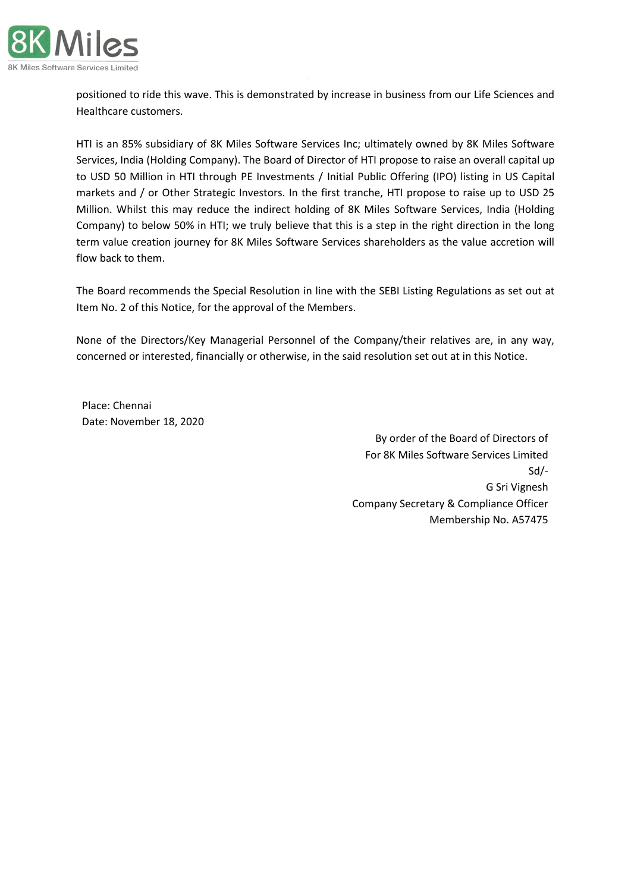positioned to ride this wave. This is demonstrated by increase in business from our Life Sciences and Healthcare customers.

HTI is an 85% subsidiary of 8K Miles Software Services Inc; ultimately owned by 8K Miles Software Services, India (Holding Company). The Board of Director of HTI propose to raise an overall capital up to USD 50 Million in HTI through PE Investments / Initial Public Offering (IPO) listing in US Capital markets and / or Other Strategic Investors. In the first tranche, HTI propose to raise up to USD 25 Million. Whilst this may reduce the indirect holding of 8K Miles Software Services, India (Holding Company) to below 50% in HTI; we truly believe that this is a step in the right direction in the long term value creation journey for 8K Miles Software Services shareholders as the value accretion will flow back to them.

The Board recommends the Special Resolution in line with the SEBI Listing Regulations as set out at Item No. 2 of this Notice, for the approval of the Members.

None of the Directors/Key Managerial Personnel of the Company/their relatives are, in any way, concerned or interested, financially or otherwise, in the said resolution set out at in this Notice.

Place: Chennai
Date: November 18, 2020

By order of the Board of Directors of
For 8K Miles Software Services Limited
Sd/-
G Sri Vignesh
Company Secretary & Compliance Officer
Membership No. A57475